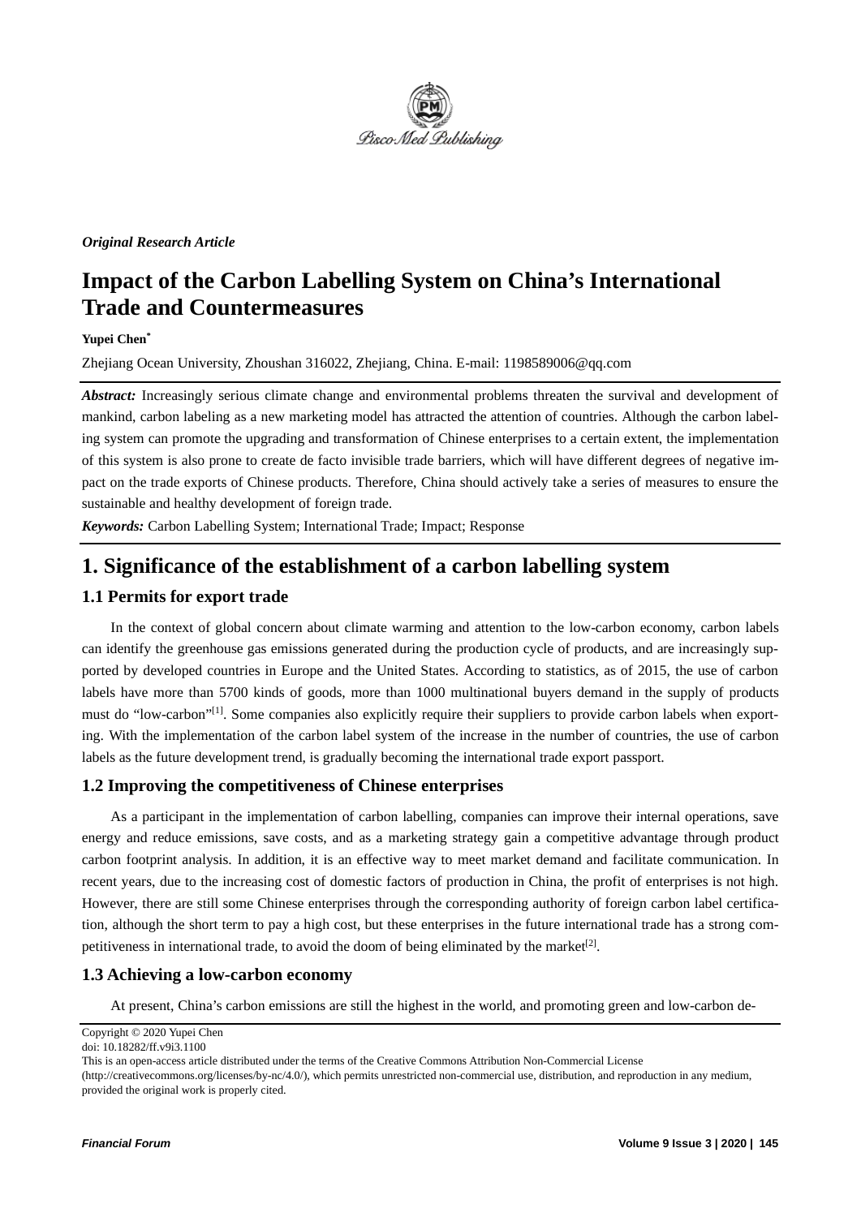*Original Research Article*

# Impact of the Carbon Labelling System on China's International Trade and Countermeasures

**Yupei Chen***

Zhejiang Ocean University, Zhoushan 316022, Zhejiang, China. E-mail: 1198589006@qq.com

***Abstract:*** Increasingly serious climate change and environmental problems threaten the survival and development of mankind, carbon labeling as a new marketing model has attracted the attention of countries. Although the carbon labeling system can promote the upgrading and transformation of Chinese enterprises to a certain extent, the implementation of this system is also prone to create de facto invisible trade barriers, which will have different degrees of negative impact on the trade exports of Chinese products. Therefore, China should actively take a series of measures to ensure the sustainable and healthy development of foreign trade.

***Keywords:*** Carbon Labelling System; International Trade; Impact; Response

## 1. Significance of the establishment of a carbon labelling system

### 1.1 Permits for export trade

In the context of global concern about climate warming and attention to the low-carbon economy, carbon labels can identify the greenhouse gas emissions generated during the production cycle of products, and are increasingly supported by developed countries in Europe and the United States. According to statistics, as of 2015, the use of carbon labels have more than 5700 kinds of goods, more than 1000 multinational buyers demand in the supply of products must do "low-carbon"[1]. Some companies also explicitly require their suppliers to provide carbon labels when exporting. With the implementation of the carbon label system of the increase in the number of countries, the use of carbon labels as the future development trend, is gradually becoming the international trade export passport.

### 1.2 Improving the competitiveness of Chinese enterprises

As a participant in the implementation of carbon labelling, companies can improve their internal operations, save energy and reduce emissions, save costs, and as a marketing strategy gain a competitive advantage through product carbon footprint analysis. In addition, it is an effective way to meet market demand and facilitate communication. In recent years, due to the increasing cost of domestic factors of production in China, the profit of enterprises is not high. However, there are still some Chinese enterprises through the corresponding authority of foreign carbon label certification, although the short term to pay a high cost, but these enterprises in the future international trade has a strong competitiveness in international trade, to avoid the doom of being eliminated by the market[2].

### 1.3 Achieving a low-carbon economy

At present, China's carbon emissions are still the highest in the world, and promoting green and low-carbon de-

Copyright © 2020 Yupei Chen
doi: 10.18282/ff.v9i3.1100
This is an open-access article distributed under the terms of the Creative Commons Attribution Non-Commercial License (http://creativecommons.org/licenses/by-nc/4.0/), which permits unrestricted non-commercial use, distribution, and reproduction in any medium, provided the original work is properly cited.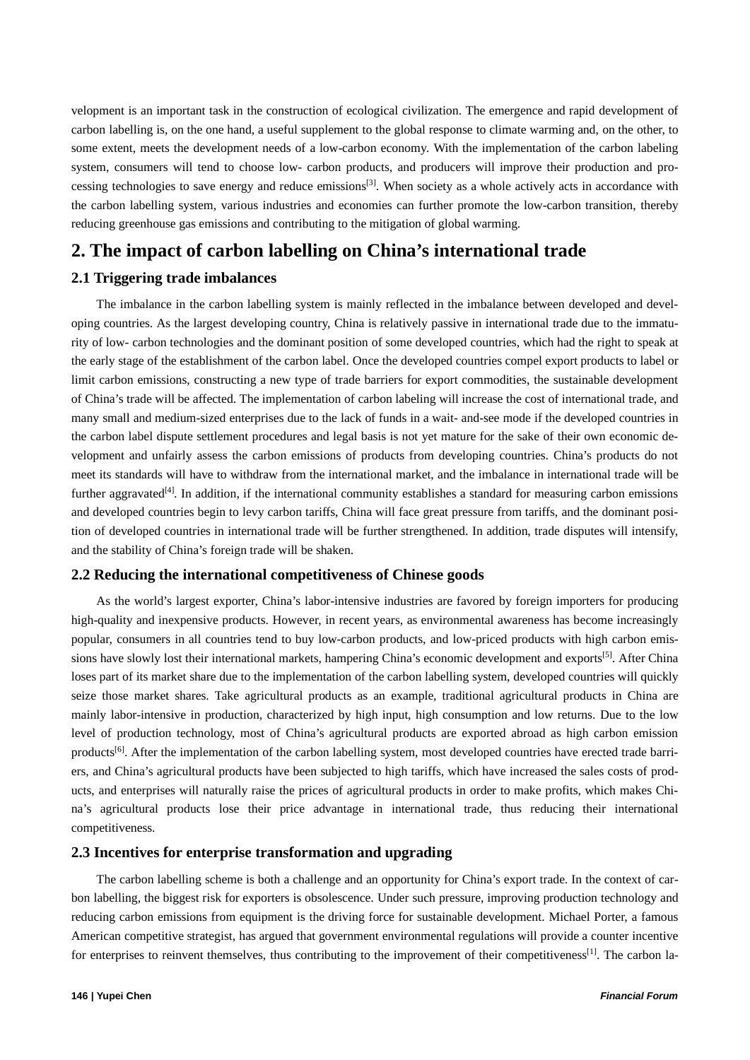velopment is an important task in the construction of ecological civilization. The emergence and rapid development of carbon labelling is, on the one hand, a useful supplement to the global response to climate warming and, on the other, to some extent, meets the development needs of a low-carbon economy. With the implementation of the carbon labeling system, consumers will tend to choose low- carbon products, and producers will improve their production and processing technologies to save energy and reduce emissions[3]. When society as a whole actively acts in accordance with the carbon labelling system, various industries and economies can further promote the low-carbon transition, thereby reducing greenhouse gas emissions and contributing to the mitigation of global warming.

# 2. The impact of carbon labelling on China's international trade

## 2.1 Triggering trade imbalances

The imbalance in the carbon labelling system is mainly reflected in the imbalance between developed and developing countries. As the largest developing country, China is relatively passive in international trade due to the immaturity of low- carbon technologies and the dominant position of some developed countries, which had the right to speak at the early stage of the establishment of the carbon label. Once the developed countries compel export products to label or limit carbon emissions, constructing a new type of trade barriers for export commodities, the sustainable development of China's trade will be affected. The implementation of carbon labeling will increase the cost of international trade, and many small and medium-sized enterprises due to the lack of funds in a wait- and-see mode if the developed countries in the carbon label dispute settlement procedures and legal basis is not yet mature for the sake of their own economic development and unfairly assess the carbon emissions of products from developing countries. China's products do not meet its standards will have to withdraw from the international market, and the imbalance in international trade will be further aggravated[4]. In addition, if the international community establishes a standard for measuring carbon emissions and developed countries begin to levy carbon tariffs, China will face great pressure from tariffs, and the dominant position of developed countries in international trade will be further strengthened. In addition, trade disputes will intensify, and the stability of China's foreign trade will be shaken.

## 2.2 Reducing the international competitiveness of Chinese goods

As the world's largest exporter, China's labor-intensive industries are favored by foreign importers for producing high-quality and inexpensive products. However, in recent years, as environmental awareness has become increasingly popular, consumers in all countries tend to buy low-carbon products, and low-priced products with high carbon emissions have slowly lost their international markets, hampering China's economic development and exports[5]. After China loses part of its market share due to the implementation of the carbon labelling system, developed countries will quickly seize those market shares. Take agricultural products as an example, traditional agricultural products in China are mainly labor-intensive in production, characterized by high input, high consumption and low returns. Due to the low level of production technology, most of China's agricultural products are exported abroad as high carbon emission products[6]. After the implementation of the carbon labelling system, most developed countries have erected trade barriers, and China's agricultural products have been subjected to high tariffs, which have increased the sales costs of products, and enterprises will naturally raise the prices of agricultural products in order to make profits, which makes China's agricultural products lose their price advantage in international trade, thus reducing their international competitiveness.

## 2.3 Incentives for enterprise transformation and upgrading

The carbon labelling scheme is both a challenge and an opportunity for China's export trade. In the context of carbon labelling, the biggest risk for exporters is obsolescence. Under such pressure, improving production technology and reducing carbon emissions from equipment is the driving force for sustainable development. Michael Porter, a famous American competitive strategist, has argued that government environmental regulations will provide a counter incentive for enterprises to reinvent themselves, thus contributing to the improvement of their competitiveness[1]. The carbon la-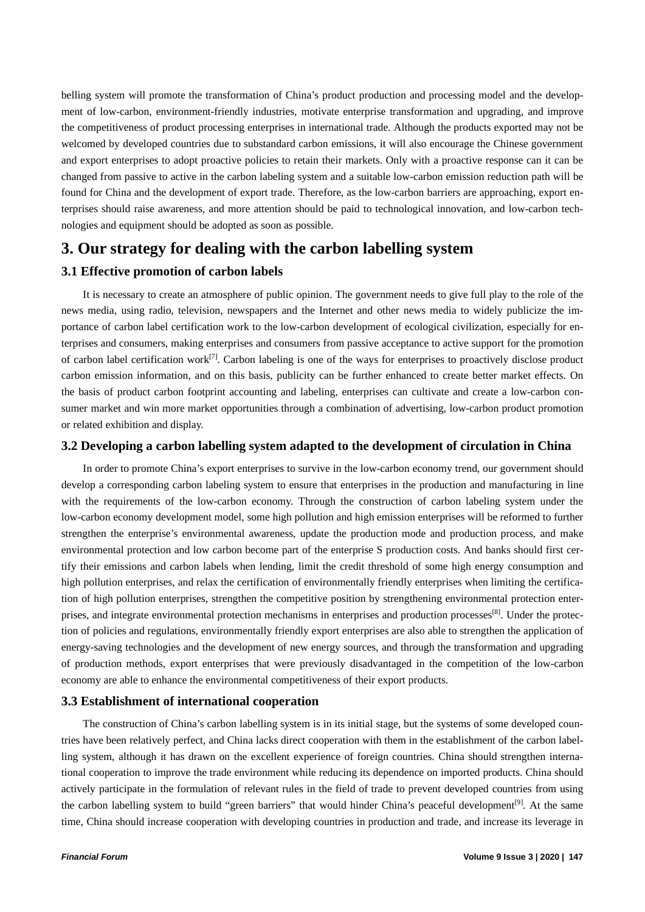belling system will promote the transformation of China's product production and processing model and the development of low-carbon, environment-friendly industries, motivate enterprise transformation and upgrading, and improve the competitiveness of product processing enterprises in international trade. Although the products exported may not be welcomed by developed countries due to substandard carbon emissions, it will also encourage the Chinese government and export enterprises to adopt proactive policies to retain their markets. Only with a proactive response can it can be changed from passive to active in the carbon labeling system and a suitable low-carbon emission reduction path will be found for China and the development of export trade. Therefore, as the low-carbon barriers are approaching, export enterprises should raise awareness, and more attention should be paid to technological innovation, and low-carbon technologies and equipment should be adopted as soon as possible.

# 3. Our strategy for dealing with the carbon labelling system

## 3.1 Effective promotion of carbon labels

It is necessary to create an atmosphere of public opinion. The government needs to give full play to the role of the news media, using radio, television, newspapers and the Internet and other news media to widely publicize the importance of carbon label certification work to the low-carbon development of ecological civilization, especially for enterprises and consumers, making enterprises and consumers from passive acceptance to active support for the promotion of carbon label certification work[7]. Carbon labeling is one of the ways for enterprises to proactively disclose product carbon emission information, and on this basis, publicity can be further enhanced to create better market effects. On the basis of product carbon footprint accounting and labeling, enterprises can cultivate and create a low-carbon consumer market and win more market opportunities through a combination of advertising, low-carbon product promotion or related exhibition and display.

## 3.2 Developing a carbon labelling system adapted to the development of circulation in China

In order to promote China's export enterprises to survive in the low-carbon economy trend, our government should develop a corresponding carbon labeling system to ensure that enterprises in the production and manufacturing in line with the requirements of the low-carbon economy. Through the construction of carbon labeling system under the low-carbon economy development model, some high pollution and high emission enterprises will be reformed to further strengthen the enterprise's environmental awareness, update the production mode and production process, and make environmental protection and low carbon become part of the enterprise S production costs. And banks should first certify their emissions and carbon labels when lending, limit the credit threshold of some high energy consumption and high pollution enterprises, and relax the certification of environmentally friendly enterprises when limiting the certification of high pollution enterprises, strengthen the competitive position by strengthening environmental protection enterprises, and integrate environmental protection mechanisms in enterprises and production processes[8]. Under the protection of policies and regulations, environmentally friendly export enterprises are also able to strengthen the application of energy-saving technologies and the development of new energy sources, and through the transformation and upgrading of production methods, export enterprises that were previously disadvantaged in the competition of the low-carbon economy are able to enhance the environmental competitiveness of their export products.

## 3.3 Establishment of international cooperation

The construction of China's carbon labelling system is in its initial stage, but the systems of some developed countries have been relatively perfect, and China lacks direct cooperation with them in the establishment of the carbon labelling system, although it has drawn on the excellent experience of foreign countries. China should strengthen international cooperation to improve the trade environment while reducing its dependence on imported products. China should actively participate in the formulation of relevant rules in the field of trade to prevent developed countries from using the carbon labelling system to build "green barriers" that would hinder China's peaceful development[9]. At the same time, China should increase cooperation with developing countries in production and trade, and increase its leverage in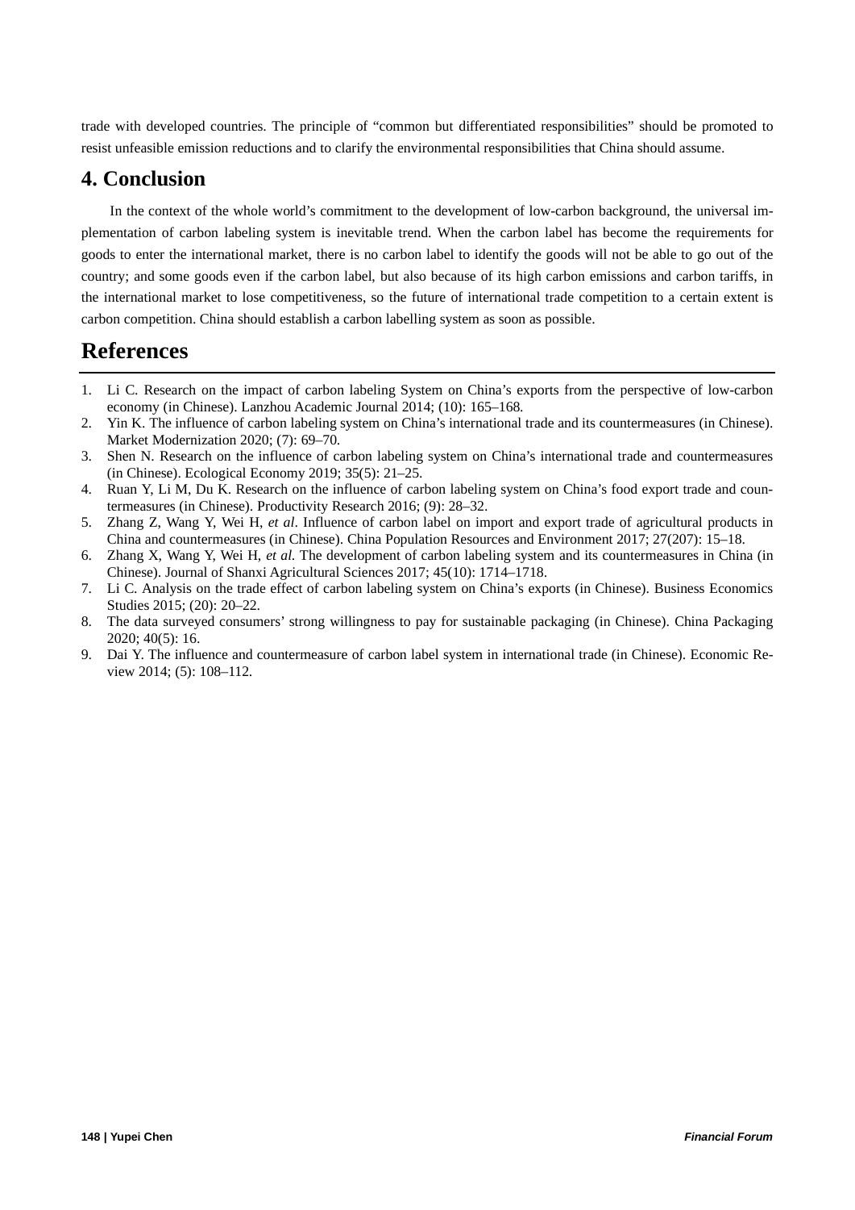trade with developed countries. The principle of "common but differentiated responsibilities" should be promoted to resist unfeasible emission reductions and to clarify the environmental responsibilities that China should assume.

## 4. Conclusion

In the context of the whole world's commitment to the development of low-carbon background, the universal implementation of carbon labeling system is inevitable trend. When the carbon label has become the requirements for goods to enter the international market, there is no carbon label to identify the goods will not be able to go out of the country; and some goods even if the carbon label, but also because of its high carbon emissions and carbon tariffs, in the international market to lose competitiveness, so the future of international trade competition to a certain extent is carbon competition. China should establish a carbon labelling system as soon as possible.

## References

1. Li C. Research on the impact of carbon labeling System on China's exports from the perspective of low-carbon economy (in Chinese). Lanzhou Academic Journal 2014; (10): 165–168.
2. Yin K. The influence of carbon labeling system on China's international trade and its countermeasures (in Chinese). Market Modernization 2020; (7): 69–70.
3. Shen N. Research on the influence of carbon labeling system on China's international trade and countermeasures (in Chinese). Ecological Economy 2019; 35(5): 21–25.
4. Ruan Y, Li M, Du K. Research on the influence of carbon labeling system on China's food export trade and countermeasures (in Chinese). Productivity Research 2016; (9): 28–32.
5. Zhang Z, Wang Y, Wei H, *et al*. Influence of carbon label on import and export trade of agricultural products in China and countermeasures (in Chinese). China Population Resources and Environment 2017; 27(207): 15–18.
6. Zhang X, Wang Y, Wei H, *et al.* The development of carbon labeling system and its countermeasures in China (in Chinese). Journal of Shanxi Agricultural Sciences 2017; 45(10): 1714–1718.
7. Li C. Analysis on the trade effect of carbon labeling system on China's exports (in Chinese). Business Economics Studies 2015; (20): 20–22.
8. The data surveyed consumers' strong willingness to pay for sustainable packaging (in Chinese). China Packaging 2020; 40(5): 16.
9. Dai Y. The influence and countermeasure of carbon label system in international trade (in Chinese). Economic Review 2014; (5): 108–112.